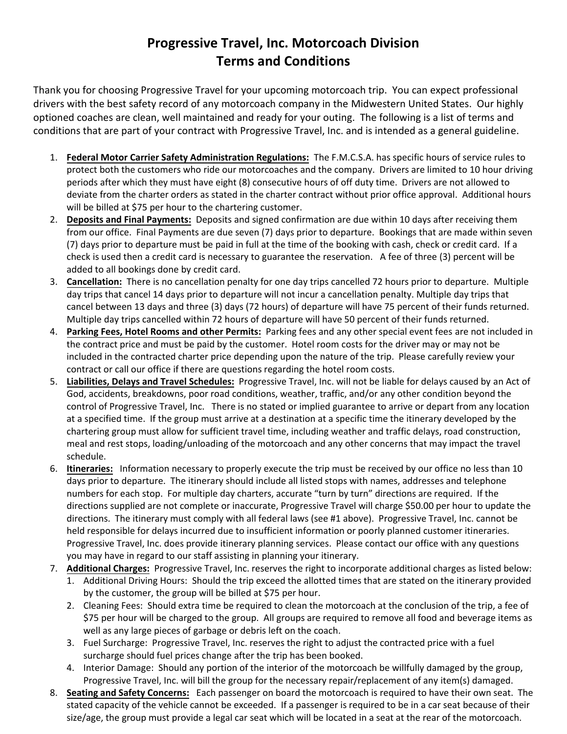# Progressive Travel, Inc. Motorcoach Division
# Terms and Conditions

Thank you for choosing Progressive Travel for your upcoming motorcoach trip. You can expect professional drivers with the best safety record of any motorcoach company in the Midwestern United States. Our highly optioned coaches are clean, well maintained and ready for your outing. The following is a list of terms and conditions that are part of your contract with Progressive Travel, Inc. and is intended as a general guideline.

1. **Federal Motor Carrier Safety Administration Regulations:** The F.M.C.S.A. has specific hours of service rules to protect both the customers who ride our motorcoaches and the company. Drivers are limited to 10 hour driving periods after which they must have eight (8) consecutive hours of off duty time. Drivers are not allowed to deviate from the charter orders as stated in the charter contract without prior office approval. Additional hours will be billed at $75 per hour to the chartering customer.
2. **Deposits and Final Payments:** Deposits and signed confirmation are due within 10 days after receiving them from our office. Final Payments are due seven (7) days prior to departure. Bookings that are made within seven (7) days prior to departure must be paid in full at the time of the booking with cash, check or credit card. If a check is used then a credit card is necessary to guarantee the reservation. A fee of three (3) percent will be added to all bookings done by credit card.
3. **Cancellation:** There is no cancellation penalty for one day trips cancelled 72 hours prior to departure. Multiple day trips that cancel 14 days prior to departure will not incur a cancellation penalty. Multiple day trips that cancel between 13 days and three (3) days (72 hours) of departure will have 75 percent of their funds returned. Multiple day trips cancelled within 72 hours of departure will have 50 percent of their funds returned.
4. **Parking Fees, Hotel Rooms and other Permits:** Parking fees and any other special event fees are not included in the contract price and must be paid by the customer. Hotel room costs for the driver may or may not be included in the contracted charter price depending upon the nature of the trip. Please carefully review your contract or call our office if there are questions regarding the hotel room costs.
5. **Liabilities, Delays and Travel Schedules:** Progressive Travel, Inc. will not be liable for delays caused by an Act of God, accidents, breakdowns, poor road conditions, weather, traffic, and/or any other condition beyond the control of Progressive Travel, Inc. There is no stated or implied guarantee to arrive or depart from any location at a specified time. If the group must arrive at a destination at a specific time the itinerary developed by the chartering group must allow for sufficient travel time, including weather and traffic delays, road construction, meal and rest stops, loading/unloading of the motorcoach and any other concerns that may impact the travel schedule.
6. **Itineraries:** Information necessary to properly execute the trip must be received by our office no less than 10 days prior to departure. The itinerary should include all listed stops with names, addresses and telephone numbers for each stop. For multiple day charters, accurate "turn by turn" directions are required. If the directions supplied are not complete or inaccurate, Progressive Travel will charge $50.00 per hour to update the directions. The itinerary must comply with all federal laws (see #1 above). Progressive Travel, Inc. cannot be held responsible for delays incurred due to insufficient information or poorly planned customer itineraries. Progressive Travel, Inc. does provide itinerary planning services. Please contact our office with any questions you may have in regard to our staff assisting in planning your itinerary.
7. **Additional Charges:** Progressive Travel, Inc. reserves the right to incorporate additional charges as listed below:
   1. Additional Driving Hours: Should the trip exceed the allotted times that are stated on the itinerary provided by the customer, the group will be billed at $75 per hour.
   2. Cleaning Fees: Should extra time be required to clean the motorcoach at the conclusion of the trip, a fee of $75 per hour will be charged to the group. All groups are required to remove all food and beverage items as well as any large pieces of garbage or debris left on the coach.
   3. Fuel Surcharge: Progressive Travel, Inc. reserves the right to adjust the contracted price with a fuel surcharge should fuel prices change after the trip has been booked.
   4. Interior Damage: Should any portion of the interior of the motorcoach be willfully damaged by the group, Progressive Travel, Inc. will bill the group for the necessary repair/replacement of any item(s) damaged.
8. **Seating and Safety Concerns:** Each passenger on board the motorcoach is required to have their own seat. The stated capacity of the vehicle cannot be exceeded. If a passenger is required to be in a car seat because of their size/age, the group must provide a legal car seat which will be located in a seat at the rear of the motorcoach.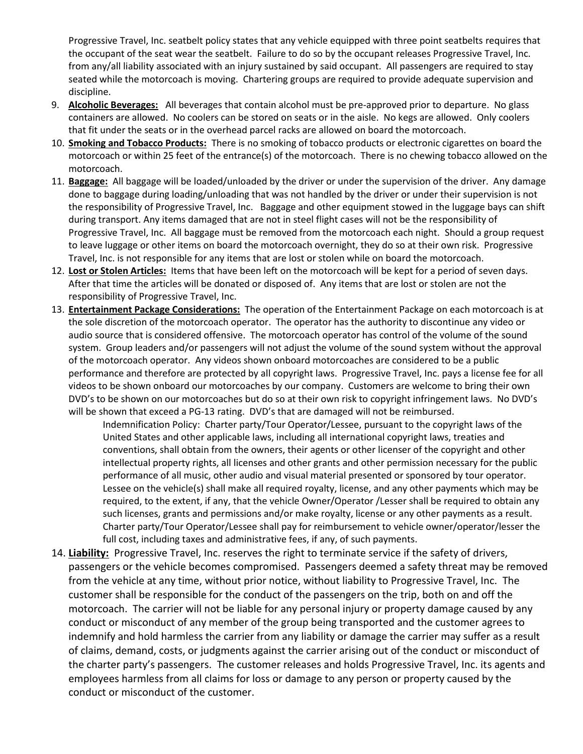Progressive Travel, Inc. seatbelt policy states that any vehicle equipped with three point seatbelts requires that the occupant of the seat wear the seatbelt. Failure to do so by the occupant releases Progressive Travel, Inc. from any/all liability associated with an injury sustained by said occupant. All passengers are required to stay seated while the motorcoach is moving. Chartering groups are required to provide adequate supervision and discipline.

9. **Alcoholic Beverages:** All beverages that contain alcohol must be pre-approved prior to departure. No glass containers are allowed. No coolers can be stored on seats or in the aisle. No kegs are allowed. Only coolers that fit under the seats or in the overhead parcel racks are allowed on board the motorcoach.
10. **Smoking and Tobacco Products:** There is no smoking of tobacco products or electronic cigarettes on board the motorcoach or within 25 feet of the entrance(s) of the motorcoach. There is no chewing tobacco allowed on the motorcoach.
11. **Baggage:** All baggage will be loaded/unloaded by the driver or under the supervision of the driver. Any damage done to baggage during loading/unloading that was not handled by the driver or under their supervision is not the responsibility of Progressive Travel, Inc. Baggage and other equipment stowed in the luggage bays can shift during transport. Any items damaged that are not in steel flight cases will not be the responsibility of Progressive Travel, Inc. All baggage must be removed from the motorcoach each night. Should a group request to leave luggage or other items on board the motorcoach overnight, they do so at their own risk. Progressive Travel, Inc. is not responsible for any items that are lost or stolen while on board the motorcoach.
12. **Lost or Stolen Articles:** Items that have been left on the motorcoach will be kept for a period of seven days. After that time the articles will be donated or disposed of. Any items that are lost or stolen are not the responsibility of Progressive Travel, Inc.
13. **Entertainment Package Considerations:** The operation of the Entertainment Package on each motorcoach is at the sole discretion of the motorcoach operator. The operator has the authority to discontinue any video or audio source that is considered offensive. The motorcoach operator has control of the volume of the sound system. Group leaders and/or passengers will not adjust the volume of the sound system without the approval of the motorcoach operator. Any videos shown onboard motorcoaches are considered to be a public performance and therefore are protected by all copyright laws. Progressive Travel, Inc. pays a license fee for all videos to be shown onboard our motorcoaches by our company. Customers are welcome to bring their own DVD's to be shown on our motorcoaches but do so at their own risk to copyright infringement laws. No DVD's will be shown that exceed a PG-13 rating. DVD's that are damaged will not be reimbursed.

    Indemnification Policy: Charter party/Tour Operator/Lessee, pursuant to the copyright laws of the United States and other applicable laws, including all international copyright laws, treaties and conventions, shall obtain from the owners, their agents or other licenser of the copyright and other intellectual property rights, all licenses and other grants and other permission necessary for the public performance of all music, other audio and visual material presented or sponsored by tour operator. Lessee on the vehicle(s) shall make all required royalty, license, and any other payments which may be required, to the extent, if any, that the vehicle Owner/Operator /Lesser shall be required to obtain any such licenses, grants and permissions and/or make royalty, license or any other payments as a result. Charter party/Tour Operator/Lessee shall pay for reimbursement to vehicle owner/operator/lesser the full cost, including taxes and administrative fees, if any, of such payments.

14. **Liability:** Progressive Travel, Inc. reserves the right to terminate service if the safety of drivers, passengers or the vehicle becomes compromised. Passengers deemed a safety threat may be removed from the vehicle at any time, without prior notice, without liability to Progressive Travel, Inc. The customer shall be responsible for the conduct of the passengers on the trip, both on and off the motorcoach. The carrier will not be liable for any personal injury or property damage caused by any conduct or misconduct of any member of the group being transported and the customer agrees to indemnify and hold harmless the carrier from any liability or damage the carrier may suffer as a result of claims, demand, costs, or judgments against the carrier arising out of the conduct or misconduct of the charter party's passengers. The customer releases and holds Progressive Travel, Inc. its agents and employees harmless from all claims for loss or damage to any person or property caused by the conduct or misconduct of the customer.